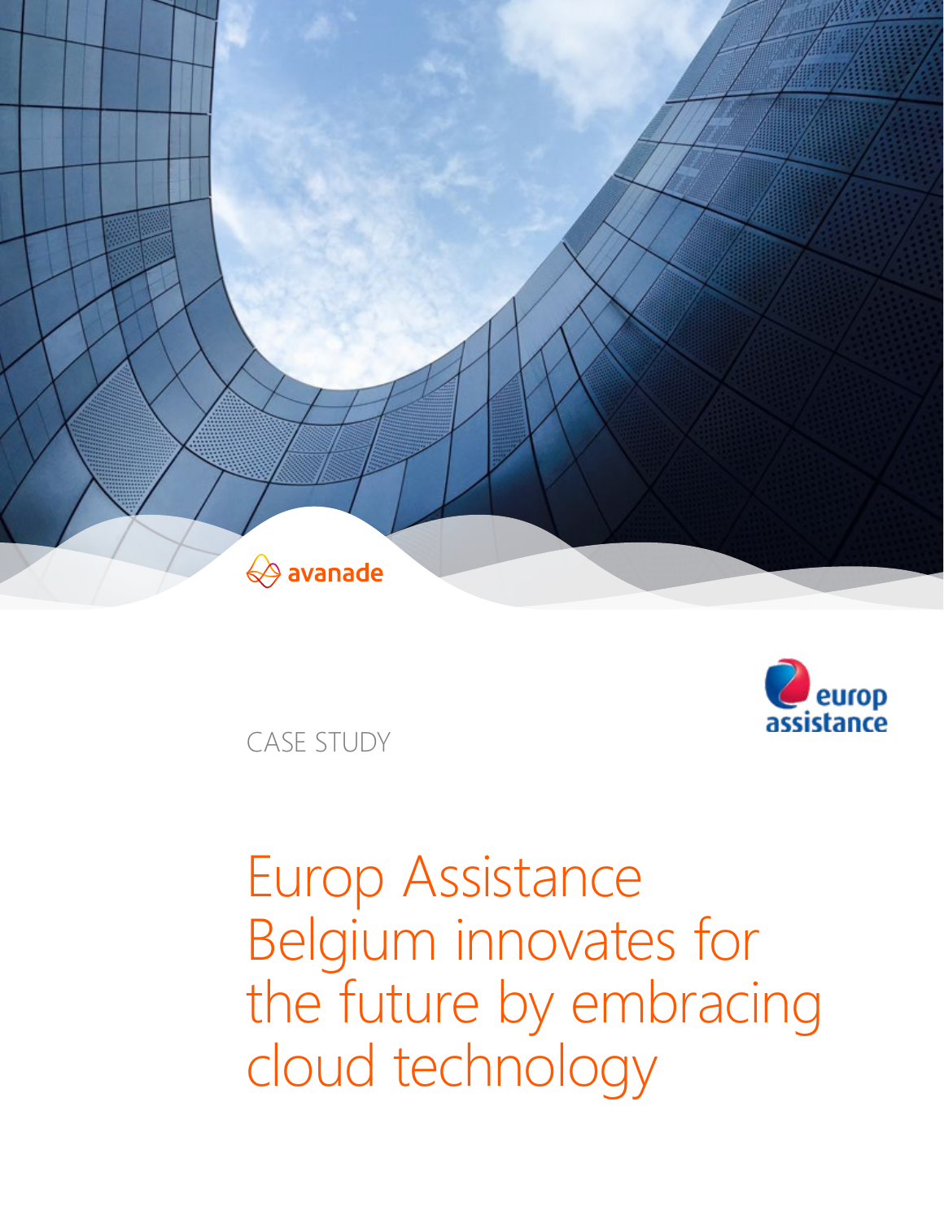avanade

europ assistance

CASE STUDY

# Europ Assistance Belgium innovates for the future by embracing cloud technology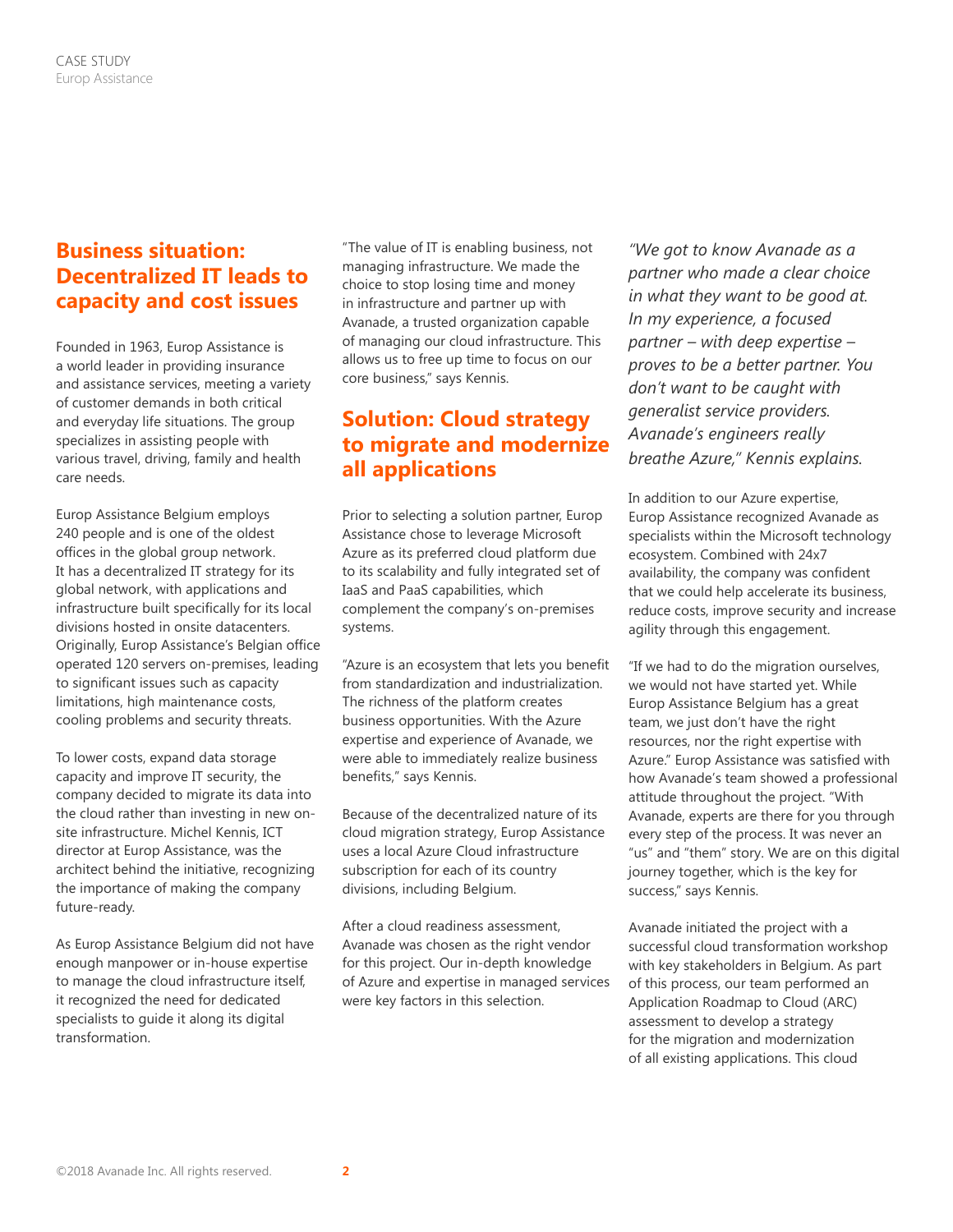## Business situation: Decentralized IT leads to capacity and cost issues

Founded in 1963, Europ Assistance is a world leader in providing insurance and assistance services, meeting a variety of customer demands in both critical and everyday life situations. The group specializes in assisting people with various travel, driving, family and health care needs.

Europ Assistance Belgium employs 240 people and is one of the oldest offices in the global group network. It has a decentralized IT strategy for its global network, with applications and infrastructure built specifically for its local divisions hosted in onsite datacenters. Originally, Europ Assistance's Belgian office operated 120 servers on-premises, leading to significant issues such as capacity limitations, high maintenance costs, cooling problems and security threats.

To lower costs, expand data storage capacity and improve IT security, the company decided to migrate its data into the cloud rather than investing in new on-site infrastructure. Michel Kennis, ICT director at Europ Assistance, was the architect behind the initiative, recognizing the importance of making the company future-ready.

As Europ Assistance Belgium did not have enough manpower or in-house expertise to manage the cloud infrastructure itself, it recognized the need for dedicated specialists to guide it along its digital transformation.

"The value of IT is enabling business, not managing infrastructure. We made the choice to stop losing time and money in infrastructure and partner up with Avanade, a trusted organization capable of managing our cloud infrastructure. This allows us to free up time to focus on our core business," says Kennis.

## Solution: Cloud strategy to migrate and modernize all applications

Prior to selecting a solution partner, Europ Assistance chose to leverage Microsoft Azure as its preferred cloud platform due to its scalability and fully integrated set of IaaS and PaaS capabilities, which complement the company's on-premises systems.

"Azure is an ecosystem that lets you benefit from standardization and industrialization. The richness of the platform creates business opportunities. With the Azure expertise and experience of Avanade, we were able to immediately realize business benefits," says Kennis.

Because of the decentralized nature of its cloud migration strategy, Europ Assistance uses a local Azure Cloud infrastructure subscription for each of its country divisions, including Belgium.

After a cloud readiness assessment, Avanade was chosen as the right vendor for this project. Our in-depth knowledge of Azure and expertise in managed services were key factors in this selection.

*"We got to know Avanade as a partner who made a clear choice in what they want to be good at. In my experience, a focused partner – with deep expertise – proves to be a better partner. You don't want to be caught with generalist service providers. Avanade's engineers really breathe Azure," Kennis explains.*

In addition to our Azure expertise, Europ Assistance recognized Avanade as specialists within the Microsoft technology ecosystem. Combined with 24x7 availability, the company was confident that we could help accelerate its business, reduce costs, improve security and increase agility through this engagement.

"If we had to do the migration ourselves, we would not have started yet. While Europ Assistance Belgium has a great team, we just don't have the right resources, nor the right expertise with Azure." Europ Assistance was satisfied with how Avanade's team showed a professional attitude throughout the project. "With Avanade, experts are there for you through every step of the process. It was never an "us" and "them" story. We are on this digital journey together, which is the key for success," says Kennis.

Avanade initiated the project with a successful cloud transformation workshop with key stakeholders in Belgium. As part of this process, our team performed an Application Roadmap to Cloud (ARC) assessment to develop a strategy for the migration and modernization of all existing applications. This cloud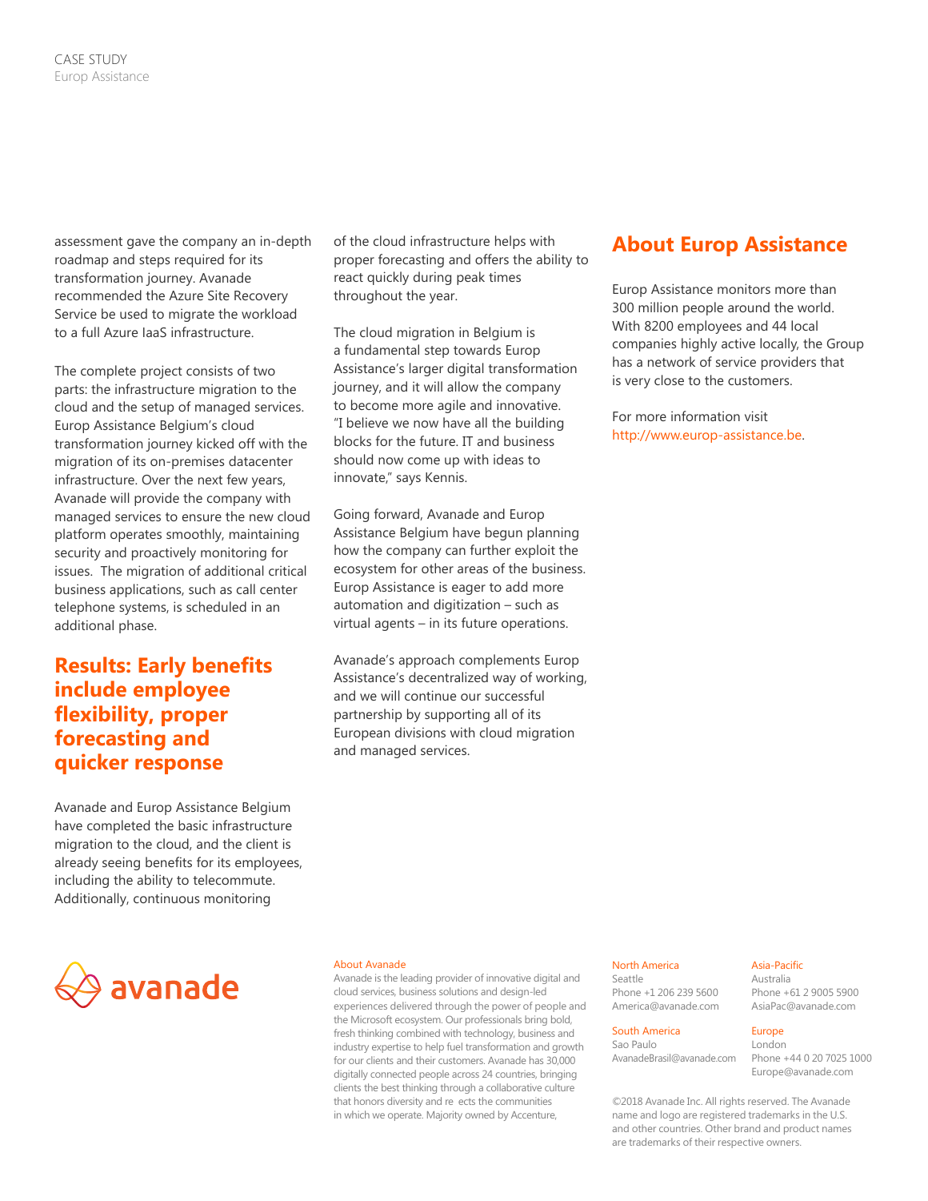assessment gave the company an in-depth roadmap and steps required for its transformation journey. Avanade recommended the Azure Site Recovery Service be used to migrate the workload to a full Azure IaaS infrastructure.

The complete project consists of two parts: the infrastructure migration to the cloud and the setup of managed services. Europ Assistance Belgium's cloud transformation journey kicked off with the migration of its on-premises datacenter infrastructure. Over the next few years, Avanade will provide the company with managed services to ensure the new cloud platform operates smoothly, maintaining security and proactively monitoring for issues. The migration of additional critical business applications, such as call center telephone systems, is scheduled in an additional phase.

## Results: Early benefits include employee flexibility, proper forecasting and quicker response

Avanade and Europ Assistance Belgium have completed the basic infrastructure migration to the cloud, and the client is already seeing benefits for its employees, including the ability to telecommute. Additionally, continuous monitoring of the cloud infrastructure helps with proper forecasting and offers the ability to react quickly during peak times throughout the year.

The cloud migration in Belgium is a fundamental step towards Europ Assistance's larger digital transformation journey, and it will allow the company to become more agile and innovative. "I believe we now have all the building blocks for the future. IT and business should now come up with ideas to innovate," says Kennis.

Going forward, Avanade and Europ Assistance Belgium have begun planning how the company can further exploit the ecosystem for other areas of the business. Europ Assistance is eager to add more automation and digitization – such as virtual agents – in its future operations.

Avanade's approach complements Europ Assistance's decentralized way of working, and we will continue our successful partnership by supporting all of its European divisions with cloud migration and managed services.

## About Europ Assistance

Europ Assistance monitors more than 300 million people around the world. With 8200 employees and 44 local companies highly active locally, the Group has a network of service providers that is very close to the customers.

For more information visit http://www.europ-assistance.be.

avanade

**About Avanade**

Avanade is the leading provider of innovative digital and cloud services, business solutions and design-led experiences delivered through the power of people and the Microsoft ecosystem. Our professionals bring bold, fresh thinking combined with technology, business and industry expertise to help fuel transformation and growth for our clients and their customers. Avanade has 30,000 digitally connected people across 24 countries, bringing clients the best thinking through a collaborative culture that honors diversity and re ects the communities in which we operate. Majority owned by Accenture,

**North America**
Seattle
Phone +1 206 239 5600
America@avanade.com

**South America**
Sao Paulo
AvanadeBrasil@avanade.com

**Asia-Pacific**
Australia
Phone +61 2 9005 5900
AsiaPac@avanade.com

**Europe**
London
Phone +44 0 20 7025 1000
Europe@avanade.com

©2018 Avanade Inc. All rights reserved. The Avanade name and logo are registered trademarks in the U.S. and other countries. Other brand and product names are trademarks of their respective owners.